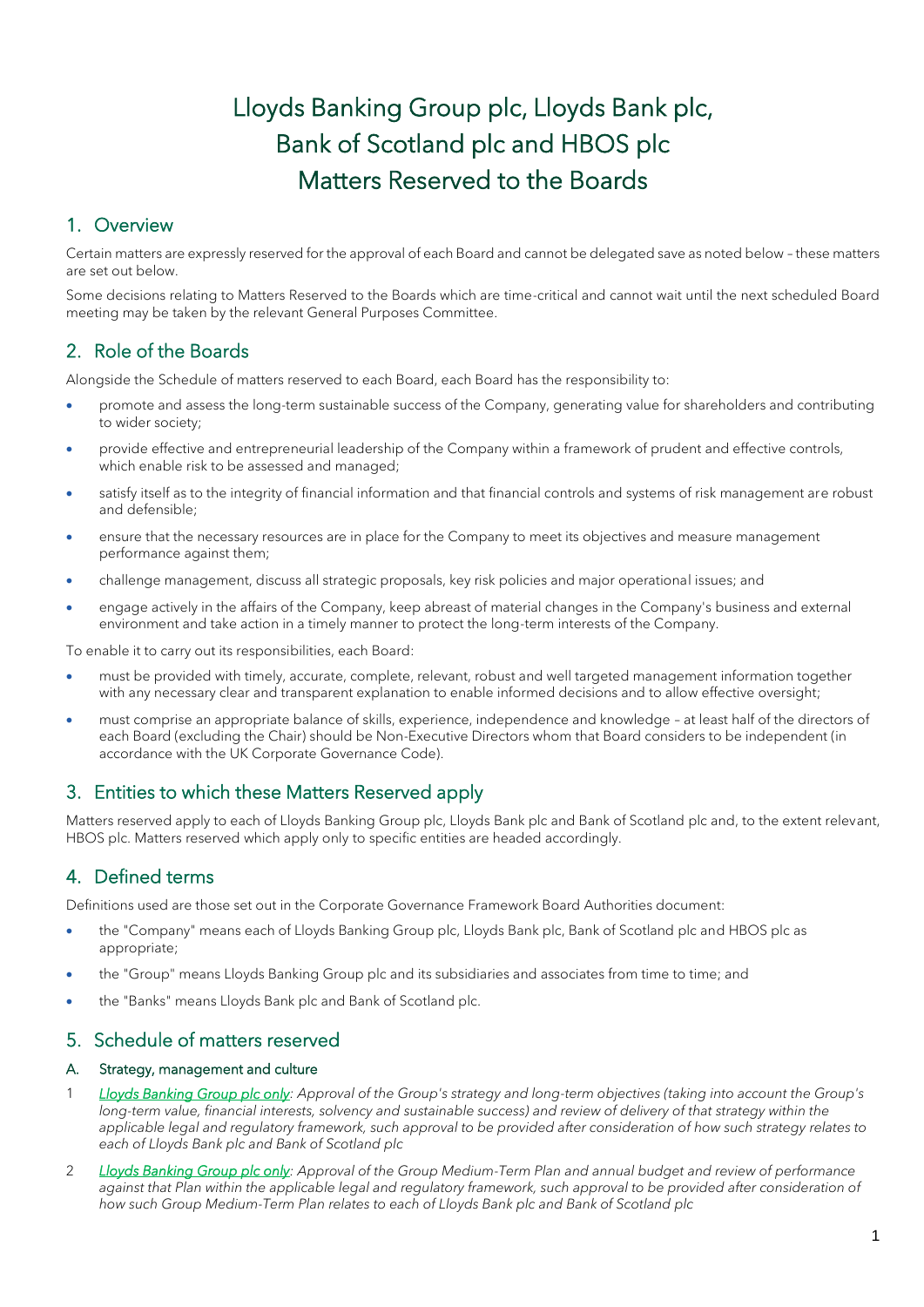# Lloyds Banking Group plc, Lloyds Bank plc, Bank of Scotland plc and HBOS plc
# Matters Reserved to the Boards

## 1. Overview

Certain matters are expressly reserved for the approval of each Board and cannot be delegated save as noted below – these matters are set out below.

Some decisions relating to Matters Reserved to the Boards which are time-critical and cannot wait until the next scheduled Board meeting may be taken by the relevant General Purposes Committee.

## 2. Role of the Boards

Alongside the Schedule of matters reserved to each Board, each Board has the responsibility to:

- promote and assess the long-term sustainable success of the Company, generating value for shareholders and contributing to wider society;
- provide effective and entrepreneurial leadership of the Company within a framework of prudent and effective controls, which enable risk to be assessed and managed;
- satisfy itself as to the integrity of financial information and that financial controls and systems of risk management are robust and defensible;
- ensure that the necessary resources are in place for the Company to meet its objectives and measure management performance against them;
- challenge management, discuss all strategic proposals, key risk policies and major operational issues; and
- engage actively in the affairs of the Company, keep abreast of material changes in the Company's business and external environment and take action in a timely manner to protect the long-term interests of the Company.

To enable it to carry out its responsibilities, each Board:

- must be provided with timely, accurate, complete, relevant, robust and well targeted management information together with any necessary clear and transparent explanation to enable informed decisions and to allow effective oversight;
- must comprise an appropriate balance of skills, experience, independence and knowledge – at least half of the directors of each Board (excluding the Chair) should be Non-Executive Directors whom that Board considers to be independent (in accordance with the UK Corporate Governance Code).

## 3. Entities to which these Matters Reserved apply

Matters reserved apply to each of Lloyds Banking Group plc, Lloyds Bank plc and Bank of Scotland plc and, to the extent relevant, HBOS plc. Matters reserved which apply only to specific entities are headed accordingly.

## 4. Defined terms

Definitions used are those set out in the Corporate Governance Framework Board Authorities document:

- the "Company" means each of Lloyds Banking Group plc, Lloyds Bank plc, Bank of Scotland plc and HBOS plc as appropriate;
- the "Group" means Lloyds Banking Group plc and its subsidiaries and associates from time to time; and
- the "Banks" means Lloyds Bank plc and Bank of Scotland plc.

## 5. Schedule of matters reserved

### A. Strategy, management and culture

1 *Lloyds Banking Group plc only: Approval of the Group's strategy and long-term objectives (taking into account the Group's long-term value, financial interests, solvency and sustainable success) and review of delivery of that strategy within the applicable legal and regulatory framework, such approval to be provided after consideration of how such strategy relates to each of Lloyds Bank plc and Bank of Scotland plc*

2 *Lloyds Banking Group plc only: Approval of the Group Medium-Term Plan and annual budget and review of performance against that Plan within the applicable legal and regulatory framework, such approval to be provided after consideration of how such Group Medium-Term Plan relates to each of Lloyds Bank plc and Bank of Scotland plc*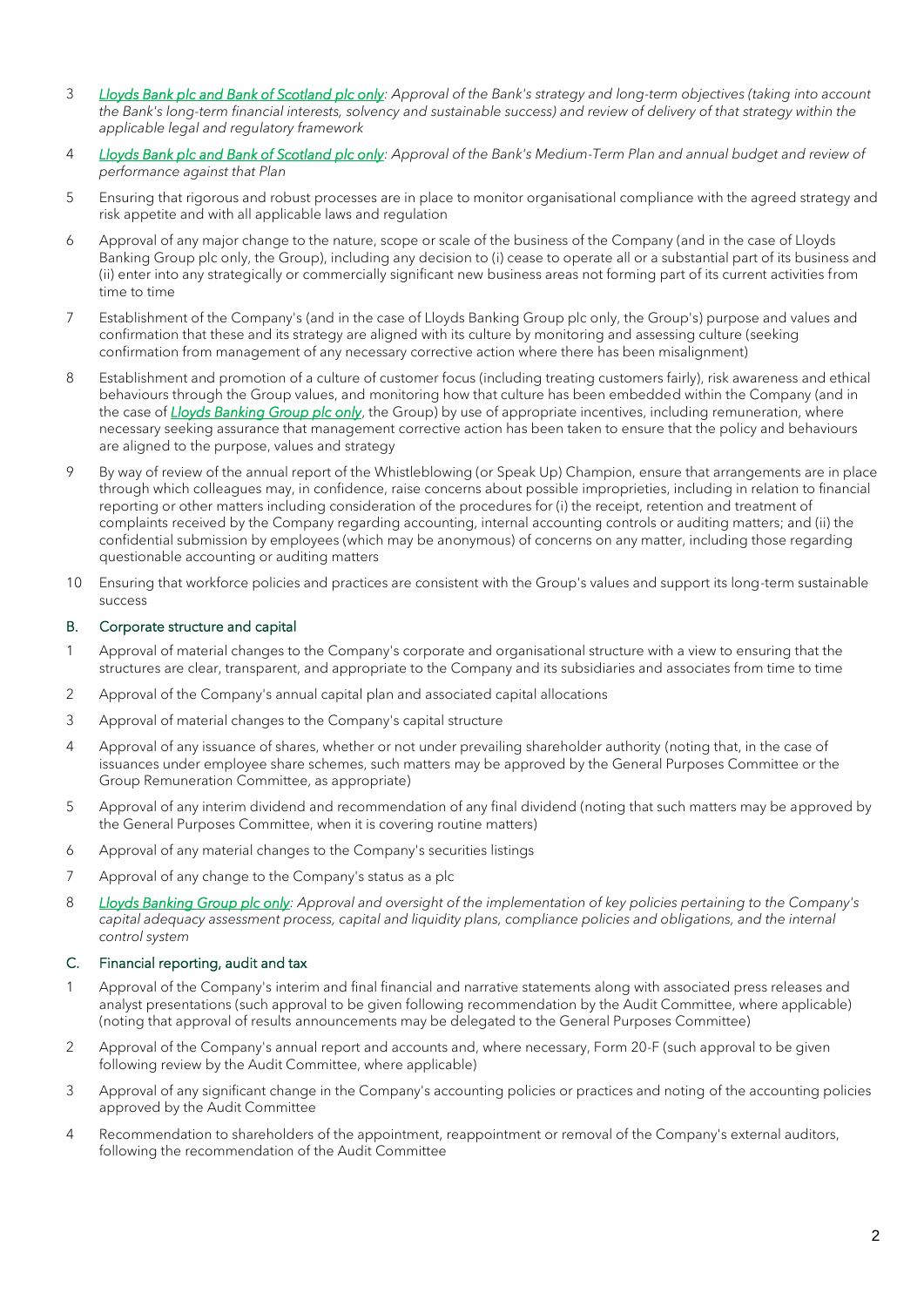3 *Lloyds Bank plc and Bank of Scotland plc only: Approval of the Bank's strategy and long-term objectives (taking into account the Bank's long-term financial interests, solvency and sustainable success) and review of delivery of that strategy within the applicable legal and regulatory framework*

4 *Lloyds Bank plc and Bank of Scotland plc only: Approval of the Bank's Medium-Term Plan and annual budget and review of performance against that Plan*

5 Ensuring that rigorous and robust processes are in place to monitor organisational compliance with the agreed strategy and risk appetite and with all applicable laws and regulation

6 Approval of any major change to the nature, scope or scale of the business of the Company (and in the case of Lloyds Banking Group plc only, the Group), including any decision to (i) cease to operate all or a substantial part of its business and (ii) enter into any strategically or commercially significant new business areas not forming part of its current activities from time to time

7 Establishment of the Company's (and in the case of Lloyds Banking Group plc only, the Group's) purpose and values and confirmation that these and its strategy are aligned with its culture by monitoring and assessing culture (seeking confirmation from management of any necessary corrective action where there has been misalignment)

8 Establishment and promotion of a culture of customer focus (including treating customers fairly), risk awareness and ethical behaviours through the Group values, and monitoring how that culture has been embedded within the Company (and in the case of *Lloyds Banking Group plc only*, the Group) by use of appropriate incentives, including remuneration, where necessary seeking assurance that management corrective action has been taken to ensure that the policy and behaviours are aligned to the purpose, values and strategy

9 By way of review of the annual report of the Whistleblowing (or Speak Up) Champion, ensure that arrangements are in place through which colleagues may, in confidence, raise concerns about possible improprieties, including in relation to financial reporting or other matters including consideration of the procedures for (i) the receipt, retention and treatment of complaints received by the Company regarding accounting, internal accounting controls or auditing matters; and (ii) the confidential submission by employees (which may be anonymous) of concerns on any matter, including those regarding questionable accounting or auditing matters

10 Ensuring that workforce policies and practices are consistent with the Group's values and support its long-term sustainable success

## B. Corporate structure and capital

1 Approval of material changes to the Company's corporate and organisational structure with a view to ensuring that the structures are clear, transparent, and appropriate to the Company and its subsidiaries and associates from time to time

2 Approval of the Company's annual capital plan and associated capital allocations

3 Approval of material changes to the Company's capital structure

4 Approval of any issuance of shares, whether or not under prevailing shareholder authority (noting that, in the case of issuances under employee share schemes, such matters may be approved by the General Purposes Committee or the Group Remuneration Committee, as appropriate)

5 Approval of any interim dividend and recommendation of any final dividend (noting that such matters may be approved by the General Purposes Committee, when it is covering routine matters)

6 Approval of any material changes to the Company's securities listings

7 Approval of any change to the Company's status as a plc

8 *Lloyds Banking Group plc only: Approval and oversight of the implementation of key policies pertaining to the Company's capital adequacy assessment process, capital and liquidity plans, compliance policies and obligations, and the internal control system*

## C. Financial reporting, audit and tax

1 Approval of the Company's interim and final financial and narrative statements along with associated press releases and analyst presentations (such approval to be given following recommendation by the Audit Committee, where applicable) (noting that approval of results announcements may be delegated to the General Purposes Committee)

2 Approval of the Company's annual report and accounts and, where necessary, Form 20-F (such approval to be given following review by the Audit Committee, where applicable)

3 Approval of any significant change in the Company's accounting policies or practices and noting of the accounting policies approved by the Audit Committee

4 Recommendation to shareholders of the appointment, reappointment or removal of the Company's external auditors, following the recommendation of the Audit Committee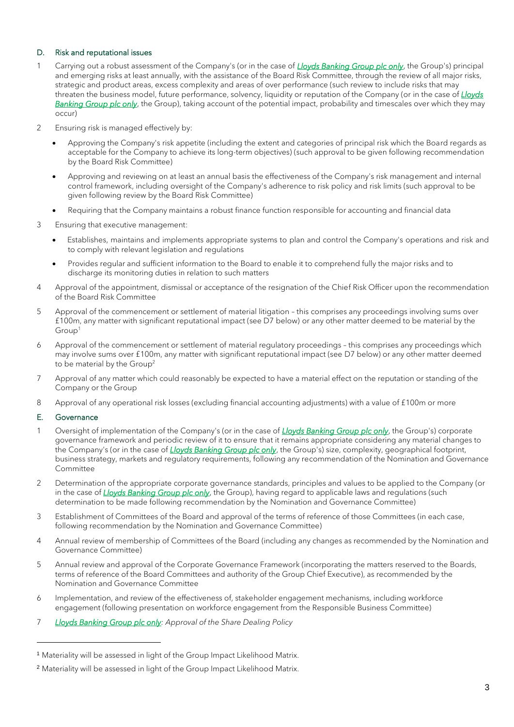## D. Risk and reputational issues

1. Carrying out a robust assessment of the Company's (or in the case of *Lloyds Banking Group plc only*, the Group's) principal and emerging risks at least annually, with the assistance of the Board Risk Committee, through the review of all major risks, strategic and product areas, excess complexity and areas of over performance (such review to include risks that may threaten the business model, future performance, solvency, liquidity or reputation of the Company (or in the case of *Lloyds Banking Group plc only*, the Group), taking account of the potential impact, probability and timescales over which they may occur)

2. Ensuring risk is managed effectively by:
   - Approving the Company's risk appetite (including the extent and categories of principal risk which the Board regards as acceptable for the Company to achieve its long-term objectives) (such approval to be given following recommendation by the Board Risk Committee)
   - Approving and reviewing on at least an annual basis the effectiveness of the Company's risk management and internal control framework, including oversight of the Company's adherence to risk policy and risk limits (such approval to be given following review by the Board Risk Committee)
   - Requiring that the Company maintains a robust finance function responsible for accounting and financial data

3. Ensuring that executive management:
   - Establishes, maintains and implements appropriate systems to plan and control the Company's operations and risk and to comply with relevant legislation and regulations
   - Provides regular and sufficient information to the Board to enable it to comprehend fully the major risks and to discharge its monitoring duties in relation to such matters

4. Approval of the appointment, dismissal or acceptance of the resignation of the Chief Risk Officer upon the recommendation of the Board Risk Committee

5. Approval of the commencement or settlement of material litigation – this comprises any proceedings involving sums over £100m, any matter with significant reputational impact (see D7 below) or any other matter deemed to be material by the Group[1]

6. Approval of the commencement or settlement of material regulatory proceedings – this comprises any proceedings which may involve sums over £100m, any matter with significant reputational impact (see D7 below) or any other matter deemed to be material by the Group[2]

7. Approval of any matter which could reasonably be expected to have a material effect on the reputation or standing of the Company or the Group

8. Approval of any operational risk losses (excluding financial accounting adjustments) with a value of £100m or more

## E. Governance

1. Oversight of implementation of the Company's (or in the case of *Lloyds Banking Group plc only*, the Group's) corporate governance framework and periodic review of it to ensure that it remains appropriate considering any material changes to the Company's (or in the case of *Lloyds Banking Group plc only*, the Group's) size, complexity, geographical footprint, business strategy, markets and regulatory requirements, following any recommendation of the Nomination and Governance Committee

2. Determination of the appropriate corporate governance standards, principles and values to be applied to the Company (or in the case of *Lloyds Banking Group plc only*, the Group), having regard to applicable laws and regulations (such determination to be made following recommendation by the Nomination and Governance Committee)

3. Establishment of Committees of the Board and approval of the terms of reference of those Committees (in each case, following recommendation by the Nomination and Governance Committee)

4. Annual review of membership of Committees of the Board (including any changes as recommended by the Nomination and Governance Committee)

5. Annual review and approval of the Corporate Governance Framework (incorporating the matters reserved to the Boards, terms of reference of the Board Committees and authority of the Group Chief Executive), as recommended by the Nomination and Governance Committee

6. Implementation, and review of the effectiveness of, stakeholder engagement mechanisms, including workforce engagement (following presentation on workforce engagement from the Responsible Business Committee)

7. *Lloyds Banking Group plc only: Approval of the Share Dealing Policy*

---

[1] Materiality will be assessed in light of the Group Impact Likelihood Matrix.

[2] Materiality will be assessed in light of the Group Impact Likelihood Matrix.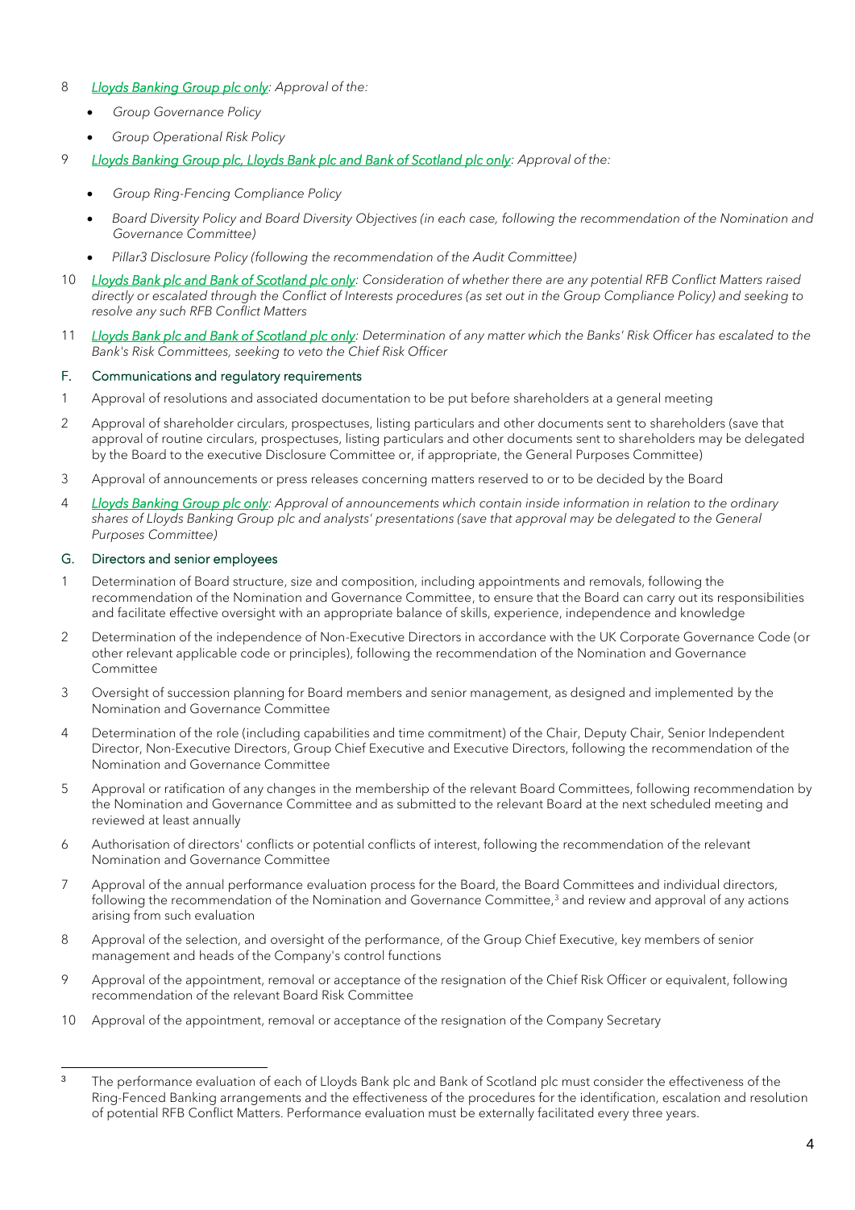8 *Lloyds Banking Group plc only: Approval of the:*

- *Group Governance Policy*
- *Group Operational Risk Policy*

9 *Lloyds Banking Group plc, Lloyds Bank plc and Bank of Scotland plc only: Approval of the:*

- *Group Ring-Fencing Compliance Policy*
- *Board Diversity Policy and Board Diversity Objectives (in each case, following the recommendation of the Nomination and Governance Committee)*
- *Pillar3 Disclosure Policy (following the recommendation of the Audit Committee)*

10 *Lloyds Bank plc and Bank of Scotland plc only: Consideration of whether there are any potential RFB Conflict Matters raised directly or escalated through the Conflict of Interests procedures (as set out in the Group Compliance Policy) and seeking to resolve any such RFB Conflict Matters*

11 *Lloyds Bank plc and Bank of Scotland plc only: Determination of any matter which the Banks' Risk Officer has escalated to the Bank's Risk Committees, seeking to veto the Chief Risk Officer*

## F. Communications and regulatory requirements

1 Approval of resolutions and associated documentation to be put before shareholders at a general meeting

2 Approval of shareholder circulars, prospectuses, listing particulars and other documents sent to shareholders (save that approval of routine circulars, prospectuses, listing particulars and other documents sent to shareholders may be delegated by the Board to the executive Disclosure Committee or, if appropriate, the General Purposes Committee)

3 Approval of announcements or press releases concerning matters reserved to or to be decided by the Board

4 *Lloyds Banking Group plc only: Approval of announcements which contain inside information in relation to the ordinary shares of Lloyds Banking Group plc and analysts' presentations (save that approval may be delegated to the General Purposes Committee)*

## G. Directors and senior employees

1 Determination of Board structure, size and composition, including appointments and removals, following the recommendation of the Nomination and Governance Committee, to ensure that the Board can carry out its responsibilities and facilitate effective oversight with an appropriate balance of skills, experience, independence and knowledge

2 Determination of the independence of Non-Executive Directors in accordance with the UK Corporate Governance Code (or other relevant applicable code or principles), following the recommendation of the Nomination and Governance Committee

3 Oversight of succession planning for Board members and senior management, as designed and implemented by the Nomination and Governance Committee

4 Determination of the role (including capabilities and time commitment) of the Chair, Deputy Chair, Senior Independent Director, Non-Executive Directors, Group Chief Executive and Executive Directors, following the recommendation of the Nomination and Governance Committee

5 Approval or ratification of any changes in the membership of the relevant Board Committees, following recommendation by the Nomination and Governance Committee and as submitted to the relevant Board at the next scheduled meeting and reviewed at least annually

6 Authorisation of directors' conflicts or potential conflicts of interest, following the recommendation of the relevant Nomination and Governance Committee

7 Approval of the annual performance evaluation process for the Board, the Board Committees and individual directors, following the recommendation of the Nomination and Governance Committee,[3] and review and approval of any actions arising from such evaluation

8 Approval of the selection, and oversight of the performance, of the Group Chief Executive, key members of senior management and heads of the Company's control functions

9 Approval of the appointment, removal or acceptance of the resignation of the Chief Risk Officer or equivalent, following recommendation of the relevant Board Risk Committee

10 Approval of the appointment, removal or acceptance of the resignation of the Company Secretary

---

[3] The performance evaluation of each of Lloyds Bank plc and Bank of Scotland plc must consider the effectiveness of the Ring-Fenced Banking arrangements and the effectiveness of the procedures for the identification, escalation and resolution of potential RFB Conflict Matters. Performance evaluation must be externally facilitated every three years.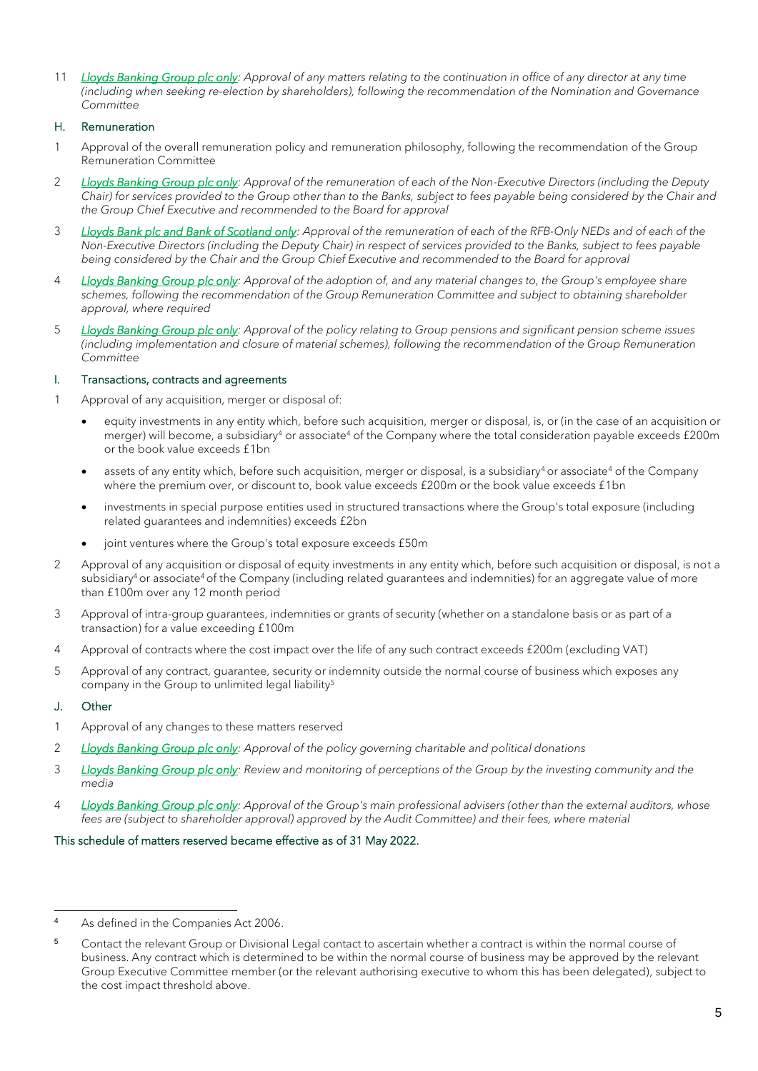11 *[Lloyds Banking Group plc only]: Approval of any matters relating to the continuation in office of any director at any time (including when seeking re-election by shareholders), following the recommendation of the Nomination and Governance Committee*

## H. Remuneration

1 Approval of the overall remuneration policy and remuneration philosophy, following the recommendation of the Group Remuneration Committee

2 *Lloyds Banking Group plc only: Approval of the remuneration of each of the Non-Executive Directors (including the Deputy Chair) for services provided to the Group other than to the Banks, subject to fees payable being considered by the Chair and the Group Chief Executive and recommended to the Board for approval*

3 *Lloyds Bank plc and Bank of Scotland only: Approval of the remuneration of each of the RFB-Only NEDs and of each of the Non-Executive Directors (including the Deputy Chair) in respect of services provided to the Banks, subject to fees payable being considered by the Chair and the Group Chief Executive and recommended to the Board for approval*

4 *Lloyds Banking Group plc only: Approval of the adoption of, and any material changes to, the Group's employee share schemes, following the recommendation of the Group Remuneration Committee and subject to obtaining shareholder approval, where required*

5 *Lloyds Banking Group plc only: Approval of the policy relating to Group pensions and significant pension scheme issues (including implementation and closure of material schemes), following the recommendation of the Group Remuneration Committee*

## I. Transactions, contracts and agreements

1 Approval of any acquisition, merger or disposal of:

- equity investments in any entity which, before such acquisition, merger or disposal, is, or (in the case of an acquisition or merger) will become, a subsidiary[4] or associate[4] of the Company where the total consideration payable exceeds £200m or the book value exceeds £1bn
- assets of any entity which, before such acquisition, merger or disposal, is a subsidiary[4] or associate[4] of the Company where the premium over, or discount to, book value exceeds £200m or the book value exceeds £1bn
- investments in special purpose entities used in structured transactions where the Group's total exposure (including related guarantees and indemnities) exceeds £2bn
- joint ventures where the Group's total exposure exceeds £50m

2 Approval of any acquisition or disposal of equity investments in any entity which, before such acquisition or disposal, is not a subsidiary[4] or associate[4] of the Company (including related guarantees and indemnities) for an aggregate value of more than £100m over any 12 month period

3 Approval of intra-group guarantees, indemnities or grants of security (whether on a standalone basis or as part of a transaction) for a value exceeding £100m

4 Approval of contracts where the cost impact over the life of any such contract exceeds £200m (excluding VAT)

5 Approval of any contract, guarantee, security or indemnity outside the normal course of business which exposes any company in the Group to unlimited legal liability[5]

## J. Other

1 Approval of any changes to these matters reserved

2 *Lloyds Banking Group plc only: Approval of the policy governing charitable and political donations*

3 *Lloyds Banking Group plc only: Review and monitoring of perceptions of the Group by the investing community and the media*

4 *Lloyds Banking Group plc only: Approval of the Group's main professional advisers (other than the external auditors, whose fees are (subject to shareholder approval) approved by the Audit Committee) and their fees, where material*

This schedule of matters reserved became effective as of 31 May 2022.

---

[4] As defined in the Companies Act 2006.

[5] Contact the relevant Group or Divisional Legal contact to ascertain whether a contract is within the normal course of business. Any contract which is determined to be within the normal course of business may be approved by the relevant Group Executive Committee member (or the relevant authorising executive to whom this has been delegated), subject to the cost impact threshold above.